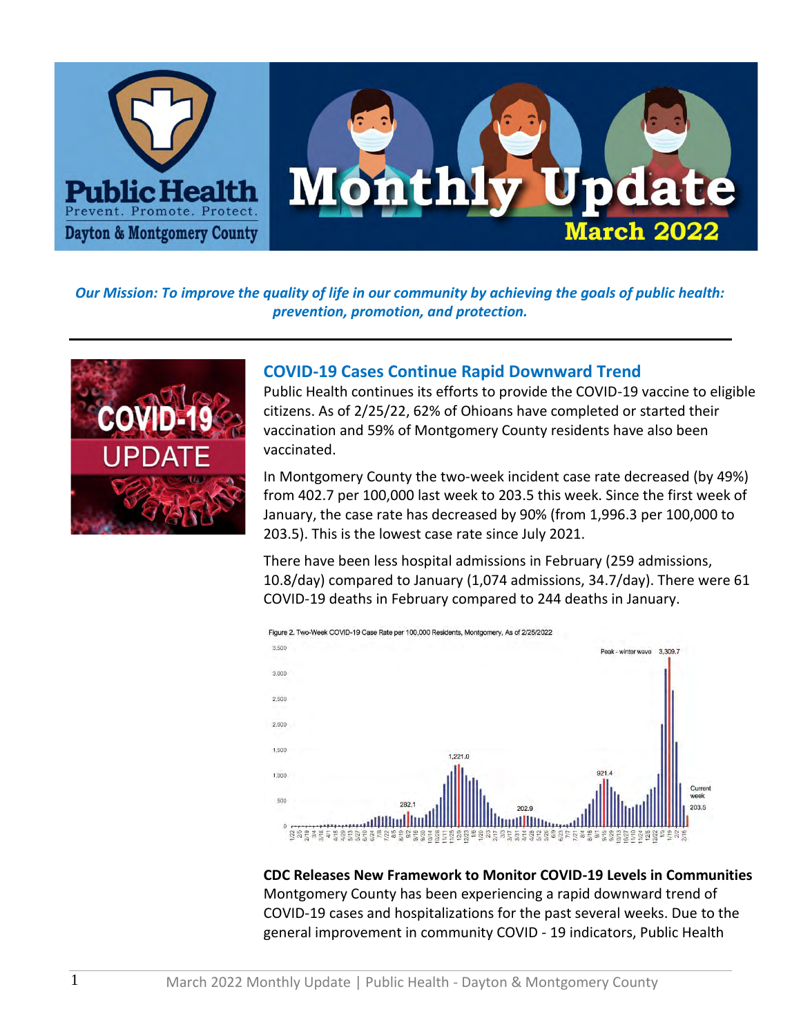# Monthly Update
## March 2022

*Our Mission: To improve the quality of life in our community by achieving the goals of public health: prevention, promotion, and protection.*

---

## COVID-19 Cases Continue Rapid Downward Trend

Public Health continues its efforts to provide the COVID-19 vaccine to eligible citizens. As of 2/25/22, 62% of Ohioans have completed or started their vaccination and 59% of Montgomery County residents have also been vaccinated.

In Montgomery County the two-week incident case rate decreased (by 49%) from 402.7 per 100,000 last week to 203.5 this week. Since the first week of January, the case rate has decreased by 90% (from 1,996.3 per 100,000 to 203.5). This is the lowest case rate since July 2021.

There have been less hospital admissions in February (259 admissions, 10.8/day) compared to January (1,074 admissions, 34.7/day). There were 61 COVID-19 deaths in February compared to 244 deaths in January.

Figure 2. Two-Week COVID-19 Case Rate per 100,000 Residents, Montgomery, As of 2/25/2022

**CDC Releases New Framework to Monitor COVID-19 Levels in Communities**

Montgomery County has been experiencing a rapid downward trend of COVID-19 cases and hospitalizations for the past several weeks. Due to the general improvement in community COVID - 19 indicators, Public Health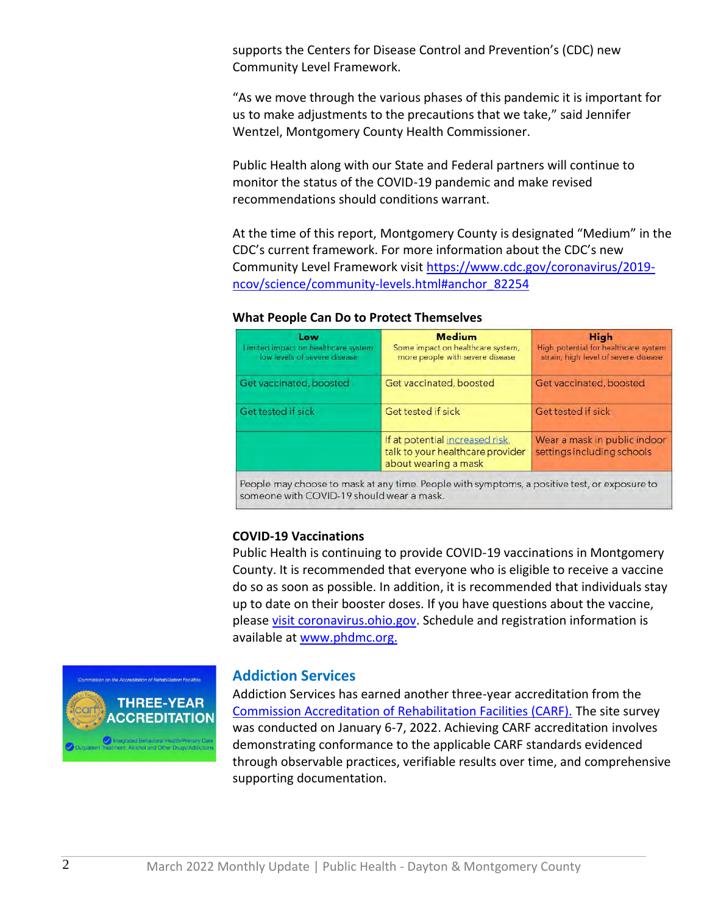supports the Centers for Disease Control and Prevention's (CDC) new Community Level Framework.

"As we move through the various phases of this pandemic it is important for us to make adjustments to the precautions that we take," said Jennifer Wentzel, Montgomery County Health Commissioner.

Public Health along with our State and Federal partners will continue to monitor the status of the COVID-19 pandemic and make revised recommendations should conditions warrant.

At the time of this report, Montgomery County is designated "Medium" in the CDC's current framework. For more information about the CDC's new Community Level Framework visit [https://www.cdc.gov/coronavirus/2019-ncov/science/community-levels.html#anchor_82254](https://www.cdc.gov/coronavirus/2019-ncov/science/community-levels.html#anchor_82254)

**What People Can Do to Protect Themselves**

| **Low** Limited impact on healthcare system low levels of severe disease | **Medium** Some impact on healthcare system, more people with severe disease | **High** High potential for healthcare system strain; high level of severe disease |
|---|---|---|
| Get vaccinated, boosted | Get vaccinated, boosted | Get vaccinated, boosted |
| Get tested if sick | Get tested if sick | Get tested if sick |
| | If at potential increased risk, talk to your healthcare provider about wearing a mask | Wear a mask in public indoor settings including schools |
| People may choose to mask at any time. People with symptoms, a positive test, or exposure to someone with COVID-19 should wear a mask. | | |

### COVID-19 Vaccinations

Public Health is continuing to provide COVID-19 vaccinations in Montgomery County. It is recommended that everyone who is eligible to receive a vaccine do so as soon as possible. In addition, it is recommended that individuals stay up to date on their booster doses. If you have questions about the vaccine, please [visit coronavirus.ohio.gov](coronavirus.ohio.gov). Schedule and registration information is available at [www.phdmc.org.](www.phdmc.org)

## Addiction Services

Addiction Services has earned another three-year accreditation from the [Commission Accreditation of Rehabilitation Facilities (CARF).](#) The site survey was conducted on January 6-7, 2022. Achieving CARF accreditation involves demonstrating conformance to the applicable CARF standards evidenced through observable practices, verifiable results over time, and comprehensive supporting documentation.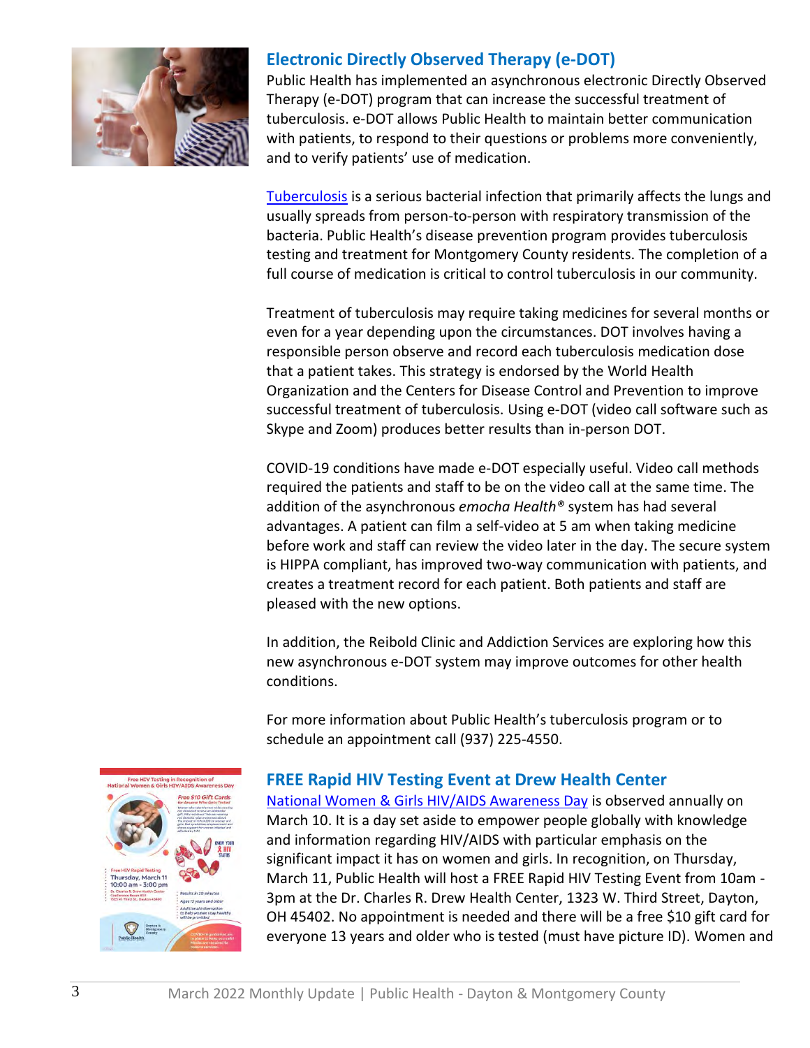## Electronic Directly Observed Therapy (e-DOT)

Public Health has implemented an asynchronous electronic Directly Observed Therapy (e-DOT) program that can increase the successful treatment of tuberculosis. e-DOT allows Public Health to maintain better communication with patients, to respond to their questions or problems more conveniently, and to verify patients' use of medication.

Tuberculosis is a serious bacterial infection that primarily affects the lungs and usually spreads from person-to-person with respiratory transmission of the bacteria. Public Health's disease prevention program provides tuberculosis testing and treatment for Montgomery County residents. The completion of a full course of medication is critical to control tuberculosis in our community.

Treatment of tuberculosis may require taking medicines for several months or even for a year depending upon the circumstances. DOT involves having a responsible person observe and record each tuberculosis medication dose that a patient takes. This strategy is endorsed by the World Health Organization and the Centers for Disease Control and Prevention to improve successful treatment of tuberculosis. Using e-DOT (video call software such as Skype and Zoom) produces better results than in-person DOT.

COVID-19 conditions have made e-DOT especially useful. Video call methods required the patients and staff to be on the video call at the same time. The addition of the asynchronous *emocha Health®* system has had several advantages. A patient can film a self-video at 5 am when taking medicine before work and staff can review the video later in the day. The secure system is HIPPA compliant, has improved two-way communication with patients, and creates a treatment record for each patient. Both patients and staff are pleased with the new options.

In addition, the Reibold Clinic and Addiction Services are exploring how this new asynchronous e-DOT system may improve outcomes for other health conditions.

For more information about Public Health's tuberculosis program or to schedule an appointment call (937) 225-4550.

## FREE Rapid HIV Testing Event at Drew Health Center

National Women & Girls HIV/AIDS Awareness Day is observed annually on March 10. It is a day set aside to empower people globally with knowledge and information regarding HIV/AIDS with particular emphasis on the significant impact it has on women and girls. In recognition, on Thursday, March 11, Public Health will host a FREE Rapid HIV Testing Event from 10am - 3pm at the Dr. Charles R. Drew Health Center, 1323 W. Third Street, Dayton, OH 45402. No appointment is needed and there will be a free $10 gift card for everyone 13 years and older who is tested (must have picture ID). Women and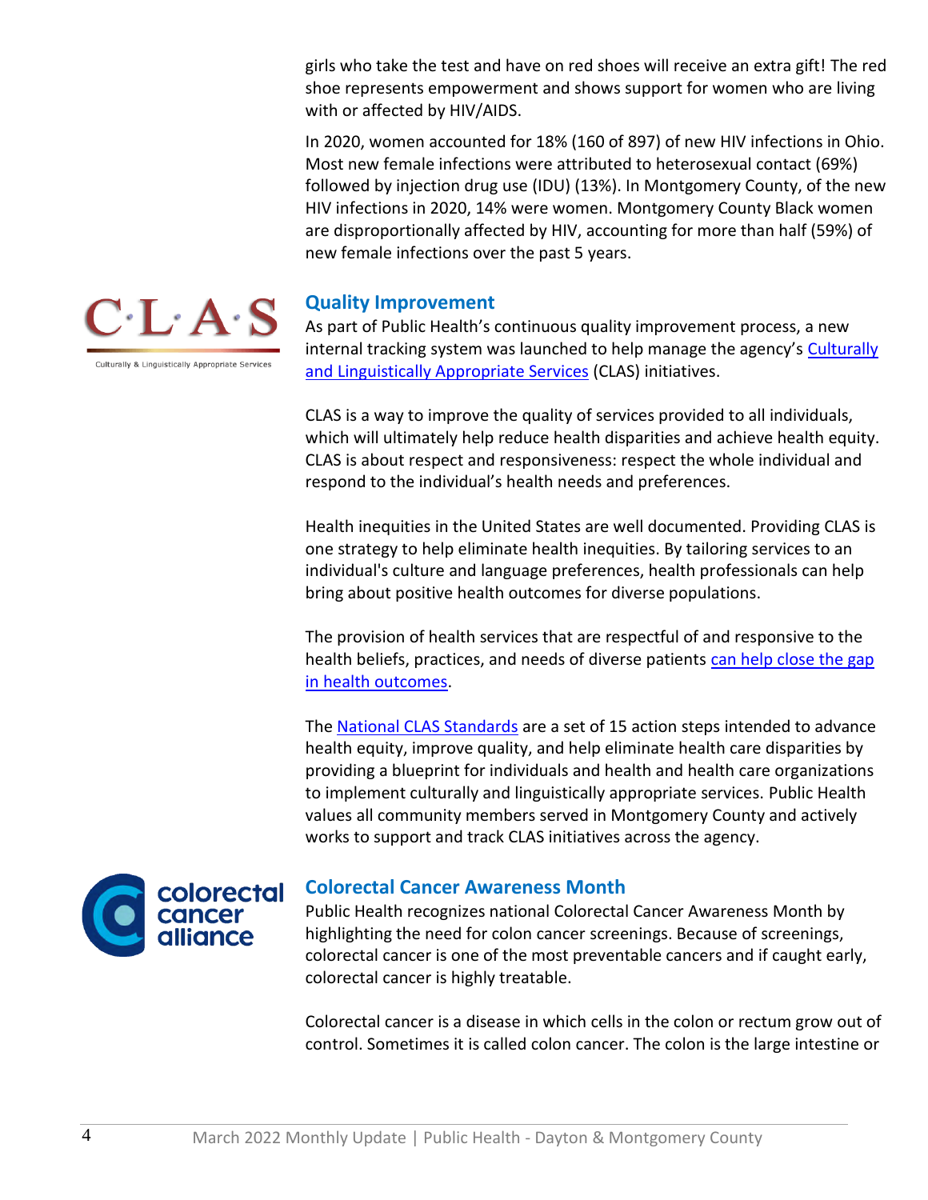girls who take the test and have on red shoes will receive an extra gift! The red shoe represents empowerment and shows support for women who are living with or affected by HIV/AIDS.

In 2020, women accounted for 18% (160 of 897) of new HIV infections in Ohio. Most new female infections were attributed to heterosexual contact (69%) followed by injection drug use (IDU) (13%). In Montgomery County, of the new HIV infections in 2020, 14% were women. Montgomery County Black women are disproportionally affected by HIV, accounting for more than half (59%) of new female infections over the past 5 years.

## Quality Improvement

As part of Public Health's continuous quality improvement process, a new internal tracking system was launched to help manage the agency's Culturally and Linguistically Appropriate Services (CLAS) initiatives.

CLAS is a way to improve the quality of services provided to all individuals, which will ultimately help reduce health disparities and achieve health equity. CLAS is about respect and responsiveness: respect the whole individual and respond to the individual's health needs and preferences.

Health inequities in the United States are well documented. Providing CLAS is one strategy to help eliminate health inequities. By tailoring services to an individual's culture and language preferences, health professionals can help bring about positive health outcomes for diverse populations.

The provision of health services that are respectful of and responsive to the health beliefs, practices, and needs of diverse patients can help close the gap in health outcomes.

The National CLAS Standards are a set of 15 action steps intended to advance health equity, improve quality, and help eliminate health care disparities by providing a blueprint for individuals and health and health care organizations to implement culturally and linguistically appropriate services. Public Health values all community members served in Montgomery County and actively works to support and track CLAS initiatives across the agency.

## Colorectal Cancer Awareness Month

Public Health recognizes national Colorectal Cancer Awareness Month by highlighting the need for colon cancer screenings. Because of screenings, colorectal cancer is one of the most preventable cancers and if caught early, colorectal cancer is highly treatable.

Colorectal cancer is a disease in which cells in the colon or rectum grow out of control. Sometimes it is called colon cancer. The colon is the large intestine or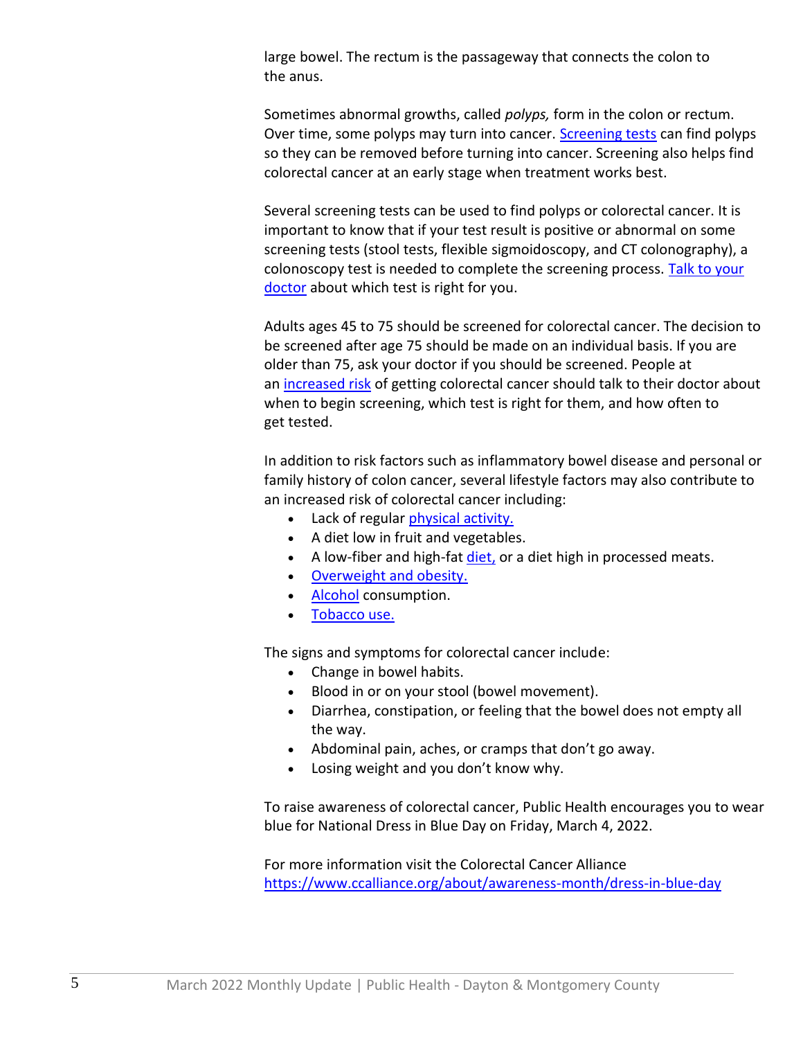large bowel. The rectum is the passageway that connects the colon to the anus.

Sometimes abnormal growths, called *polyps,* form in the colon or rectum. Over time, some polyps may turn into cancer. Screening tests can find polyps so they can be removed before turning into cancer. Screening also helps find colorectal cancer at an early stage when treatment works best.

Several screening tests can be used to find polyps or colorectal cancer. It is important to know that if your test result is positive or abnormal on some screening tests (stool tests, flexible sigmoidoscopy, and CT colonography), a colonoscopy test is needed to complete the screening process. Talk to your doctor about which test is right for you.

Adults ages 45 to 75 should be screened for colorectal cancer. The decision to be screened after age 75 should be made on an individual basis. If you are older than 75, ask your doctor if you should be screened. People at an increased risk of getting colorectal cancer should talk to their doctor about when to begin screening, which test is right for them, and how often to get tested.

In addition to risk factors such as inflammatory bowel disease and personal or family history of colon cancer, several lifestyle factors may also contribute to an increased risk of colorectal cancer including:

- Lack of regular physical activity.
- A diet low in fruit and vegetables.
- A low-fiber and high-fat diet, or a diet high in processed meats.
- Overweight and obesity.
- Alcohol consumption.
- Tobacco use.

The signs and symptoms for colorectal cancer include:

- Change in bowel habits.
- Blood in or on your stool (bowel movement).
- Diarrhea, constipation, or feeling that the bowel does not empty all the way.
- Abdominal pain, aches, or cramps that don't go away.
- Losing weight and you don't know why.

To raise awareness of colorectal cancer, Public Health encourages you to wear blue for National Dress in Blue Day on Friday, March 4, 2022.

For more information visit the Colorectal Cancer Alliance https://www.ccalliance.org/about/awareness-month/dress-in-blue-day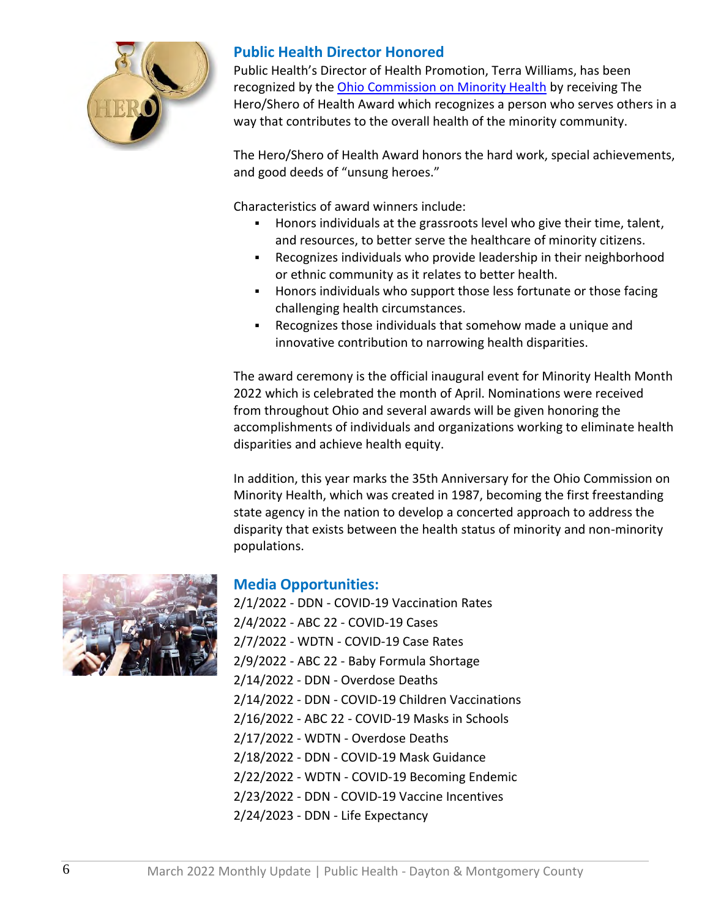## Public Health Director Honored

Public Health's Director of Health Promotion, Terra Williams, has been recognized by the Ohio Commission on Minority Health by receiving The Hero/Shero of Health Award which recognizes a person who serves others in a way that contributes to the overall health of the minority community.

The Hero/Shero of Health Award honors the hard work, special achievements, and good deeds of "unsung heroes."

Characteristics of award winners include:

- Honors individuals at the grassroots level who give their time, talent, and resources, to better serve the healthcare of minority citizens.
- Recognizes individuals who provide leadership in their neighborhood or ethnic community as it relates to better health.
- Honors individuals who support those less fortunate or those facing challenging health circumstances.
- Recognizes those individuals that somehow made a unique and innovative contribution to narrowing health disparities.

The award ceremony is the official inaugural event for Minority Health Month 2022 which is celebrated the month of April. Nominations were received from throughout Ohio and several awards will be given honoring the accomplishments of individuals and organizations working to eliminate health disparities and achieve health equity.

In addition, this year marks the 35th Anniversary for the Ohio Commission on Minority Health, which was created in 1987, becoming the first freestanding state agency in the nation to develop a concerted approach to address the disparity that exists between the health status of minority and non-minority populations.

## Media Opportunities:

2/1/2022 - DDN - COVID-19 Vaccination Rates
2/4/2022 - ABC 22 - COVID-19 Cases
2/7/2022 - WDTN - COVID-19 Case Rates
2/9/2022 - ABC 22 - Baby Formula Shortage
2/14/2022 - DDN - Overdose Deaths
2/14/2022 - DDN - COVID-19 Children Vaccinations
2/16/2022 - ABC 22 - COVID-19 Masks in Schools
2/17/2022 - WDTN - Overdose Deaths
2/18/2022 - DDN - COVID-19 Mask Guidance
2/22/2022 - WDTN - COVID-19 Becoming Endemic
2/23/2022 - DDN - COVID-19 Vaccine Incentives
2/24/2023 - DDN - Life Expectancy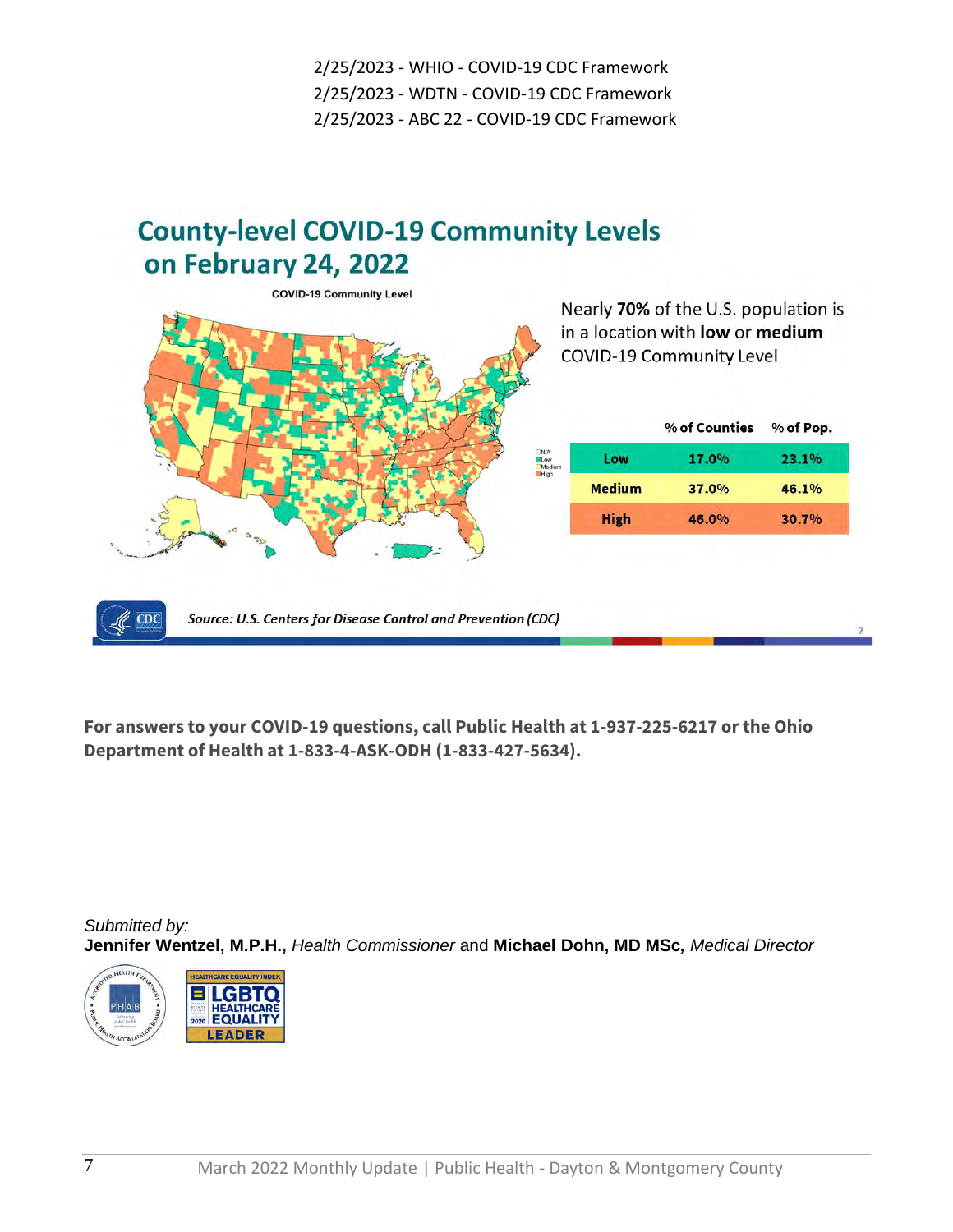2/25/2023 - WHIO - COVID-19 CDC Framework
2/25/2023 - WDTN - COVID-19 CDC Framework
2/25/2023 - ABC 22 - COVID-19 CDC Framework

## County-level COVID-19 Community Levels on February 24, 2022

COVID-19 Community Level

N/A
Low
Medium
High

Nearly **70%** of the U.S. population is in a location with **low** or **medium** COVID-19 Community Level

| | % of Counties | % of Pop. |
|---|---|---|
| Low | 17.0% | 23.1% |
| Medium | 37.0% | 46.1% |
| High | 46.0% | 30.7% |

*Source: U.S. Centers for Disease Control and Prevention (CDC)*

**For answers to your COVID-19 questions, call Public Health at 1-937-225-6217 or the Ohio Department of Health at 1-833-4-ASK-ODH (1-833-427-5634).**

*Submitted by:*
**Jennifer Wentzel, M.P.H.,** *Health Commissioner* and **Michael Dohn, MD MSc,** *Medical Director*

HEALTHCARE EQUALITY INDEX LGBTQ HEALTHCARE EQUALITY 2020 LEADER